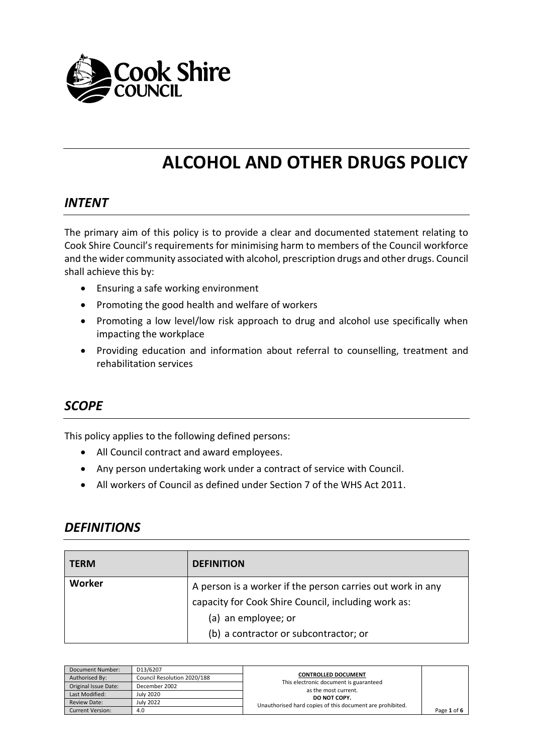# ALCOHOL AND OTHER DRUGS POLICY

## *INTENT*

The primary aim of this policy is to provide a clear and documented statement relating to Cook Shire Council's requirements for minimising harm to members of the Council workforce and the wider community associated with alcohol, prescription drugs and other drugs. Council shall achieve this by:

- Ensuring a safe working environment
- Promoting the good health and welfare of workers
- Promoting a low level/low risk approach to drug and alcohol use specifically when impacting the workplace
- Providing education and information about referral to counselling, treatment and rehabilitation services

## *SCOPE*

This policy applies to the following defined persons:

- All Council contract and award employees.
- Any person undertaking work under a contract of service with Council.
- All workers of Council as defined under Section 7 of the WHS Act 2011.

## *DEFINITIONS*

| TERM | DEFINITION |
|---|---|
| **Worker** | A person is a worker if the person carries out work in any capacity for Cook Shire Council, including work as:<br>(a) an employee; or<br>(b) a contractor or subcontractor; or |

| Document Number: | D13/6207 |
|---|---|
| Authorised By: | Council Resolution 2020/188 |
| Original Issue Date: | December 2002 |
| Last Modified: | July 2020 |
| Review Date: | July 2022 |
| Current Version: | 4.0 |

**CONTROLLED DOCUMENT**
This electronic document is guaranteed as the most current.
**DO NOT COPY.**
Unauthorised hard copies of this document are prohibited.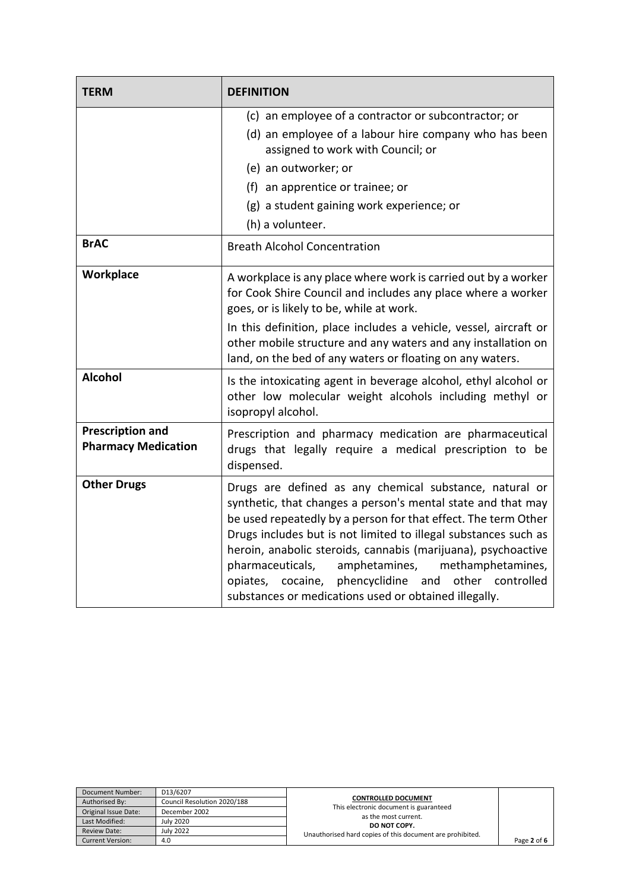| TERM | DEFINITION |
| --- | --- |
| | (c) an employee of a contractor or subcontractor; or<br>(d) an employee of a labour hire company who has been assigned to work with Council; or<br>(e) an outworker; or<br>(f) an apprentice or trainee; or<br>(g) a student gaining work experience; or<br>(h) a volunteer. |
| **BrAC** | Breath Alcohol Concentration |
| **Workplace** | A workplace is any place where work is carried out by a worker for Cook Shire Council and includes any place where a worker goes, or is likely to be, while at work.<br>In this definition, place includes a vehicle, vessel, aircraft or other mobile structure and any waters and any installation on land, on the bed of any waters or floating on any waters. |
| **Alcohol** | Is the intoxicating agent in beverage alcohol, ethyl alcohol or other low molecular weight alcohols including methyl or isopropyl alcohol. |
| **Prescription and Pharmacy Medication** | Prescription and pharmacy medication are pharmaceutical drugs that legally require a medical prescription to be dispensed. |
| **Other Drugs** | Drugs are defined as any chemical substance, natural or synthetic, that changes a person's mental state and that may be used repeatedly by a person for that effect. The term Other Drugs includes but is not limited to illegal substances such as heroin, anabolic steroids, cannabis (marijuana), psychoactive pharmaceuticals, amphetamines, methamphetamines, opiates, cocaine, phencyclidine and other controlled substances or medications used or obtained illegally. |

| Document Number: | D13/6207 |
| --- | --- |
| Authorised By: | Council Resolution 2020/188 |
| Original Issue Date: | December 2002 |
| Last Modified: | July 2020 |
| Review Date: | July 2022 |
| Current Version: | 4.0 |

**CONTROLLED DOCUMENT**
This electronic document is guaranteed as the most current.
**DO NOT COPY.**
Unauthorised hard copies of this document are prohibited.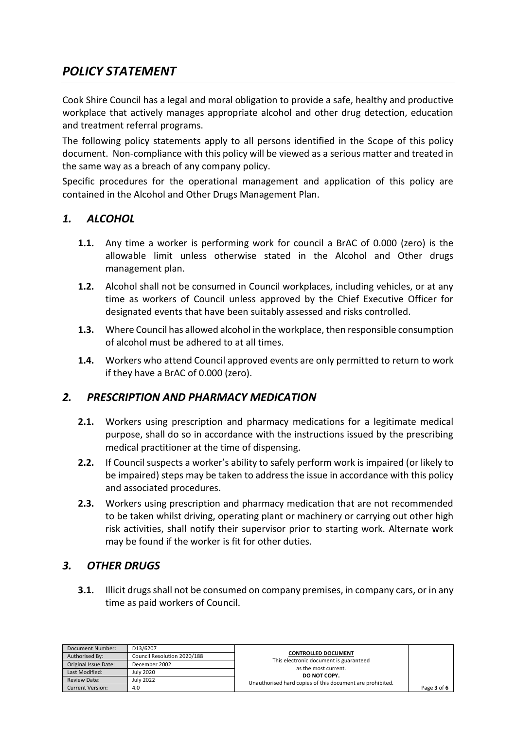## *POLICY STATEMENT*

Cook Shire Council has a legal and moral obligation to provide a safe, healthy and productive workplace that actively manages appropriate alcohol and other drug detection, education and treatment referral programs.

The following policy statements apply to all persons identified in the Scope of this policy document. Non-compliance with this policy will be viewed as a serious matter and treated in the same way as a breach of any company policy.

Specific procedures for the operational management and application of this policy are contained in the Alcohol and Other Drugs Management Plan.

### *1. ALCOHOL*

**1.1.** Any time a worker is performing work for council a BrAC of 0.000 (zero) is the allowable limit unless otherwise stated in the Alcohol and Other drugs management plan.

**1.2.** Alcohol shall not be consumed in Council workplaces, including vehicles, or at any time as workers of Council unless approved by the Chief Executive Officer for designated events that have been suitably assessed and risks controlled.

**1.3.** Where Council has allowed alcohol in the workplace, then responsible consumption of alcohol must be adhered to at all times.

**1.4.** Workers who attend Council approved events are only permitted to return to work if they have a BrAC of 0.000 (zero).

### *2. PRESCRIPTION AND PHARMACY MEDICATION*

**2.1.** Workers using prescription and pharmacy medications for a legitimate medical purpose, shall do so in accordance with the instructions issued by the prescribing medical practitioner at the time of dispensing.

**2.2.** If Council suspects a worker's ability to safely perform work is impaired (or likely to be impaired) steps may be taken to address the issue in accordance with this policy and associated procedures.

**2.3.** Workers using prescription and pharmacy medication that are not recommended to be taken whilst driving, operating plant or machinery or carrying out other high risk activities, shall notify their supervisor prior to starting work. Alternate work may be found if the worker is fit for other duties.

### *3. OTHER DRUGS*

**3.1.** Illicit drugs shall not be consumed on company premises, in company cars, or in any time as paid workers of Council.

| Document Number: | D13/6207 |
| --- | --- |
| Authorised By: | Council Resolution 2020/188 |
| Original Issue Date: | December 2002 |
| Last Modified: | July 2020 |
| Review Date: | July 2022 |
| Current Version: | 4.0 |

**CONTROLLED DOCUMENT**
This electronic document is guaranteed as the most current.
**DO NOT COPY.**
Unauthorised hard copies of this document are prohibited.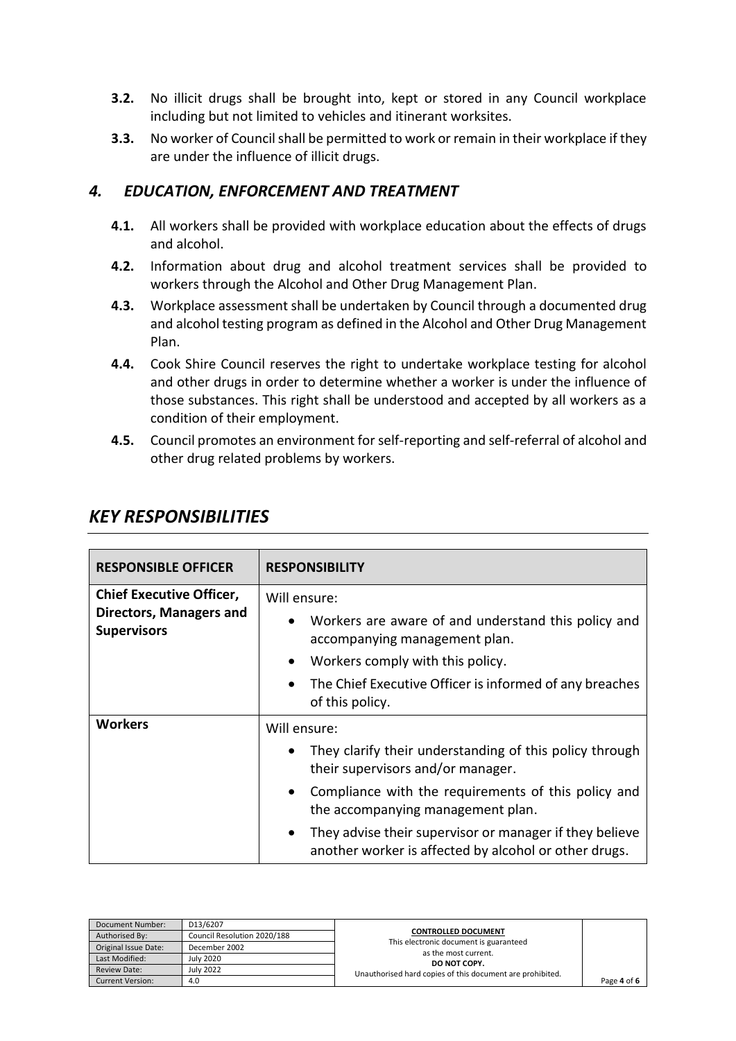**3.2.** No illicit drugs shall be brought into, kept or stored in any Council workplace including but not limited to vehicles and itinerant worksites.

**3.3.** No worker of Council shall be permitted to work or remain in their workplace if they are under the influence of illicit drugs.

### *4. EDUCATION, ENFORCEMENT AND TREATMENT*

**4.1.** All workers shall be provided with workplace education about the effects of drugs and alcohol.

**4.2.** Information about drug and alcohol treatment services shall be provided to workers through the Alcohol and Other Drug Management Plan.

**4.3.** Workplace assessment shall be undertaken by Council through a documented drug and alcohol testing program as defined in the Alcohol and Other Drug Management Plan.

**4.4.** Cook Shire Council reserves the right to undertake workplace testing for alcohol and other drugs in order to determine whether a worker is under the influence of those substances. This right shall be understood and accepted by all workers as a condition of their employment.

**4.5.** Council promotes an environment for self-reporting and self-referral of alcohol and other drug related problems by workers.

## *KEY RESPONSIBILITIES*

| RESPONSIBLE OFFICER | RESPONSIBILITY |
|---|---|
| **Chief Executive Officer, Directors, Managers and Supervisors** | Will ensure:<br>• Workers are aware of and understand this policy and accompanying management plan.<br>• Workers comply with this policy.<br>• The Chief Executive Officer is informed of any breaches of this policy. |
| **Workers** | Will ensure:<br>• They clarify their understanding of this policy through their supervisors and/or manager.<br>• Compliance with the requirements of this policy and the accompanying management plan.<br>• They advise their supervisor or manager if they believe another worker is affected by alcohol or other drugs. |

| Document Number: | D13/6207 |
|---|---|
| Authorised By: | Council Resolution 2020/188 |
| Original Issue Date: | December 2002 |
| Last Modified: | July 2020 |
| Review Date: | July 2022 |
| Current Version: | 4.0 |

**CONTROLLED DOCUMENT**
This electronic document is guaranteed as the most current.
**DO NOT COPY.**
Unauthorised hard copies of this document are prohibited.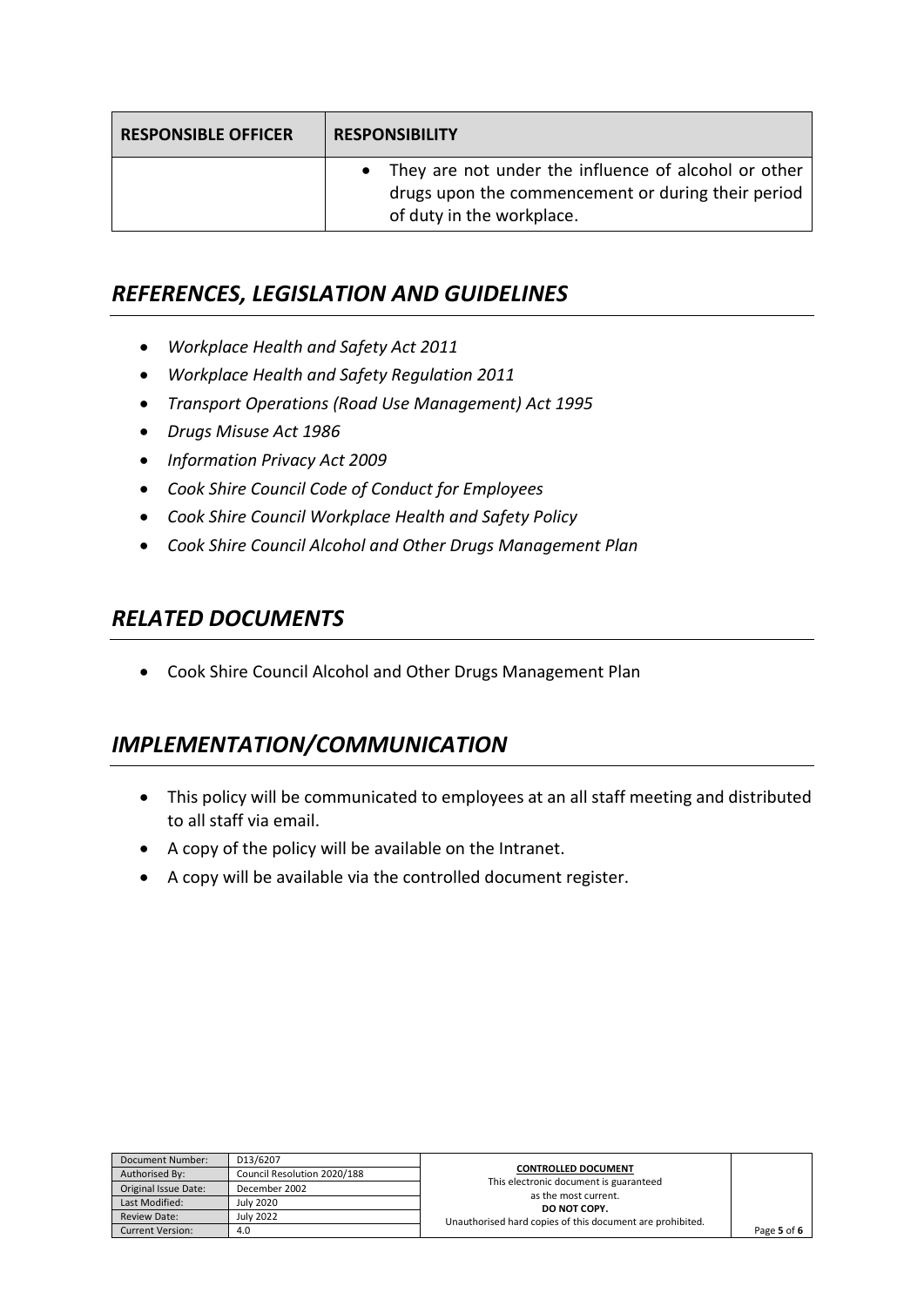| RESPONSIBLE OFFICER | RESPONSIBILITY |
| --- | --- |
| | • They are not under the influence of alcohol or other drugs upon the commencement or during their period of duty in the workplace. |

## *REFERENCES, LEGISLATION AND GUIDELINES*

- *Workplace Health and Safety Act 2011*
- *Workplace Health and Safety Regulation 2011*
- *Transport Operations (Road Use Management) Act 1995*
- *Drugs Misuse Act 1986*
- *Information Privacy Act 2009*
- *Cook Shire Council Code of Conduct for Employees*
- *Cook Shire Council Workplace Health and Safety Policy*
- *Cook Shire Council Alcohol and Other Drugs Management Plan*

## *RELATED DOCUMENTS*

- Cook Shire Council Alcohol and Other Drugs Management Plan

## *IMPLEMENTATION/COMMUNICATION*

- This policy will be communicated to employees at an all staff meeting and distributed to all staff via email.
- A copy of the policy will be available on the Intranet.
- A copy will be available via the controlled document register.

| Document Number: | D13/6207 |
| --- | --- |
| Authorised By: | Council Resolution 2020/188 |
| Original Issue Date: | December 2002 |
| Last Modified: | July 2020 |
| Review Date: | July 2022 |
| Current Version: | 4.0 |

**CONTROLLED DOCUMENT**
This electronic document is guaranteed as the most current.
**DO NOT COPY.**
Unauthorised hard copies of this document are prohibited.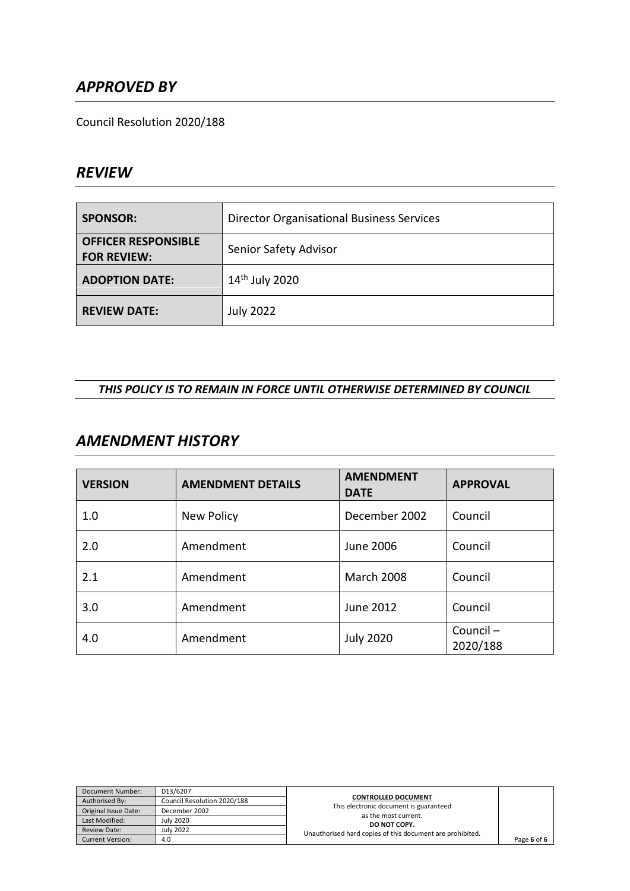## *APPROVED BY*

Council Resolution 2020/188

## *REVIEW*

| | |
|---|---|
| **SPONSOR:** | Director Organisational Business Services |
| **OFFICER RESPONSIBLE FOR REVIEW:** | Senior Safety Advisor |
| **ADOPTION DATE:** | 14th July 2020 |
| **REVIEW DATE:** | July 2022 |

***THIS POLICY IS TO REMAIN IN FORCE UNTIL OTHERWISE DETERMINED BY COUNCIL***

## *AMENDMENT HISTORY*

| VERSION | AMENDMENT DETAILS | AMENDMENT DATE | APPROVAL |
|---|---|---|---|
| 1.0 | New Policy | December 2002 | Council |
| 2.0 | Amendment | June 2006 | Council |
| 2.1 | Amendment | March 2008 | Council |
| 3.0 | Amendment | June 2012 | Council |
| 4.0 | Amendment | July 2020 | Council – 2020/188 |

| | |
|---|---|
| Document Number: | D13/6207 |
| Authorised By: | Council Resolution 2020/188 |
| Original Issue Date: | December 2002 |
| Last Modified: | July 2020 |
| Review Date: | July 2022 |
| Current Version: | 4.0 |

**CONTROLLED DOCUMENT**
This electronic document is guaranteed as the most current.
**DO NOT COPY.**
Unauthorised hard copies of this document are prohibited.